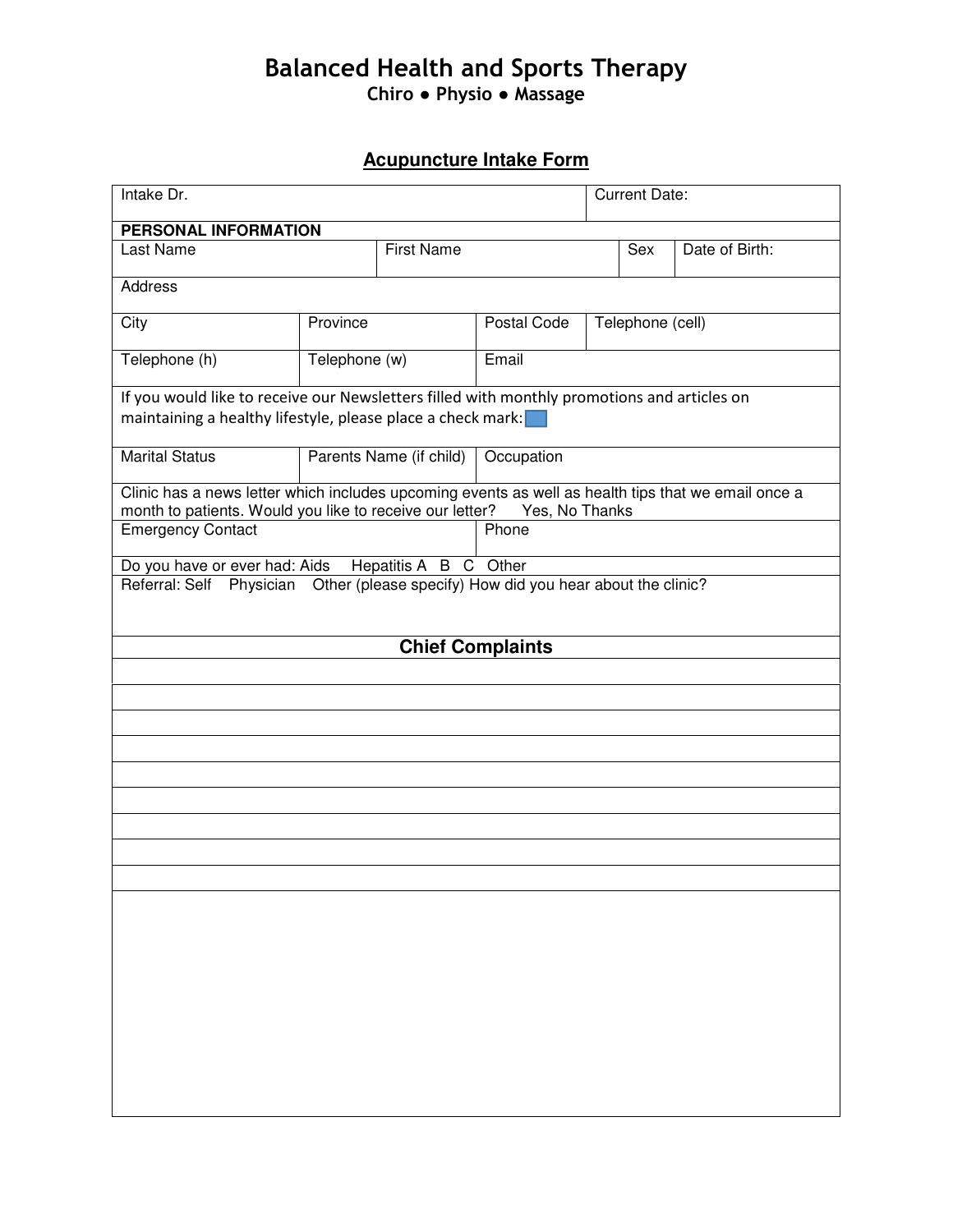# Balanced Health and Sports Therapy

**Chiro ● Physio ● Massage**

## Acupuncture Intake Form

| Intake Dr. | | | | | Current Date: | | |
|---|---|---|---|---|---|---|---|
| **PERSONAL INFORMATION** | | | | | | | |
| Last Name | | First Name | | | | Sex | Date of Birth: |
| Address | | | | | | | |
| City | Province | | Postal Code | | Telephone (cell) | | |
| Telephone (h) | Telephone (w) | | Email | | | | |
| If you would like to receive our Newsletters filled with monthly promotions and articles on maintaining a healthy lifestyle, please place a check mark: ☐ | | | | | | | |
| Marital Status | Parents Name (if child) | | Occupation | | | | |
| Clinic has a news letter which includes upcoming events as well as health tips that we email once a month to patients. Would you like to receive our letter? Yes, No Thanks | | | | | | | |
| Emergency Contact | | | Phone | | | | |
| Do you have or ever had: Aids Hepatitis A B C Other | | | | | | | |
| Referral: Self Physician Other (please specify) How did you hear about the clinic? | | | | | | | |

### Chief Complaints

| |
|---|
| |
| |
| |
| |
| |
| |
| |
| |
| |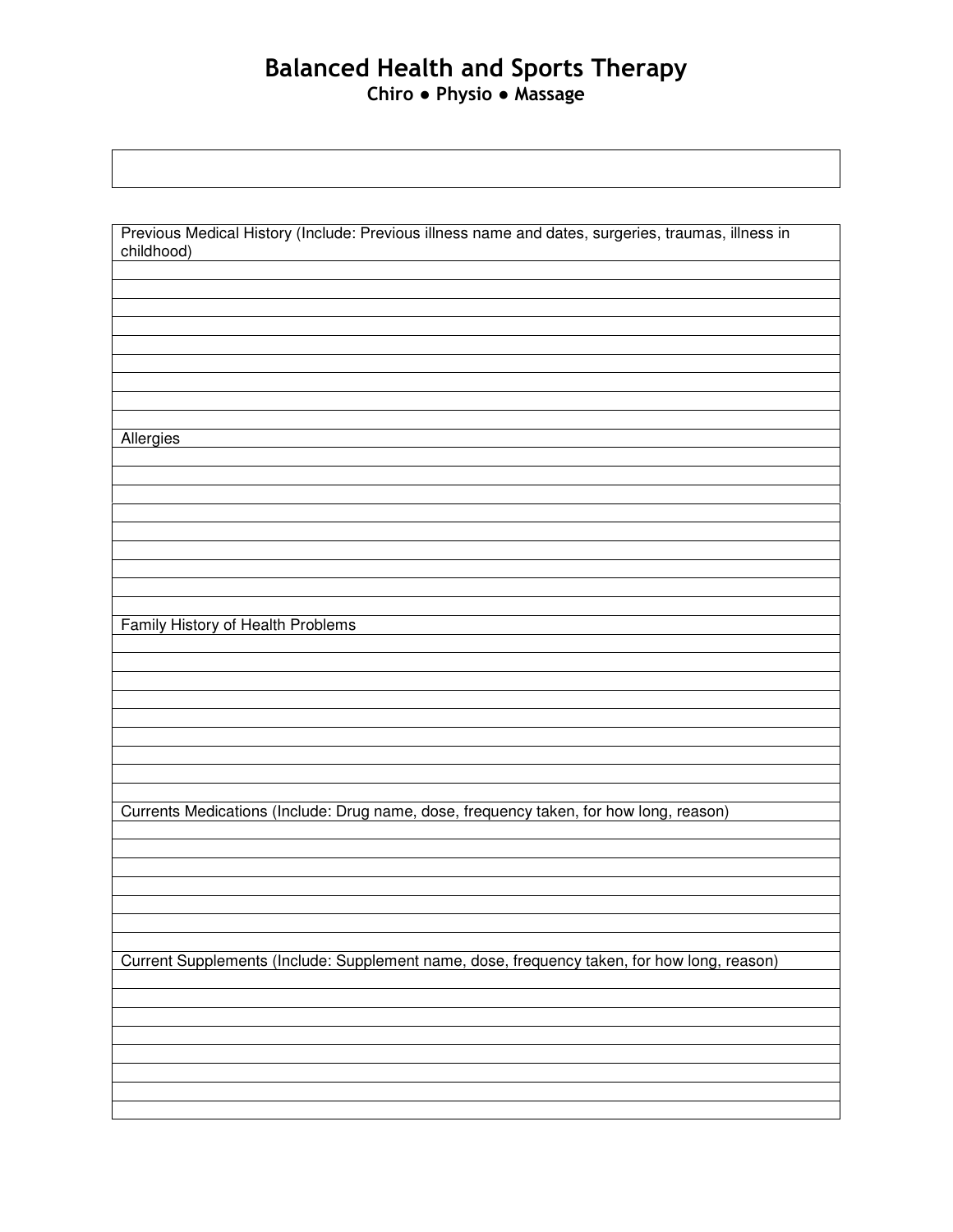# Balanced Health and Sports Therapy

**Chiro ● Physio ● Massage**

| |
|---|
| |

| Previous Medical History (Include: Previous illness name and dates, surgeries, traumas, illness in childhood) |
|---|
| |
| |
| |
| |
| |
| |
| |
| |
| |
| Allergies |
| |
| |
| |
| |
| |
| |
| |
| |
| |
| Family History of Health Problems |
| |
| |
| |
| |
| |
| |
| |
| |
| |
| Currents Medications (Include: Drug name, dose, frequency taken, for how long, reason) |
| |
| |
| |
| |
| |
| |
| |
| Current Supplements (Include: Supplement name, dose, frequency taken, for how long, reason) |
| |
| |
| |
| |
| |
| |
| |
| |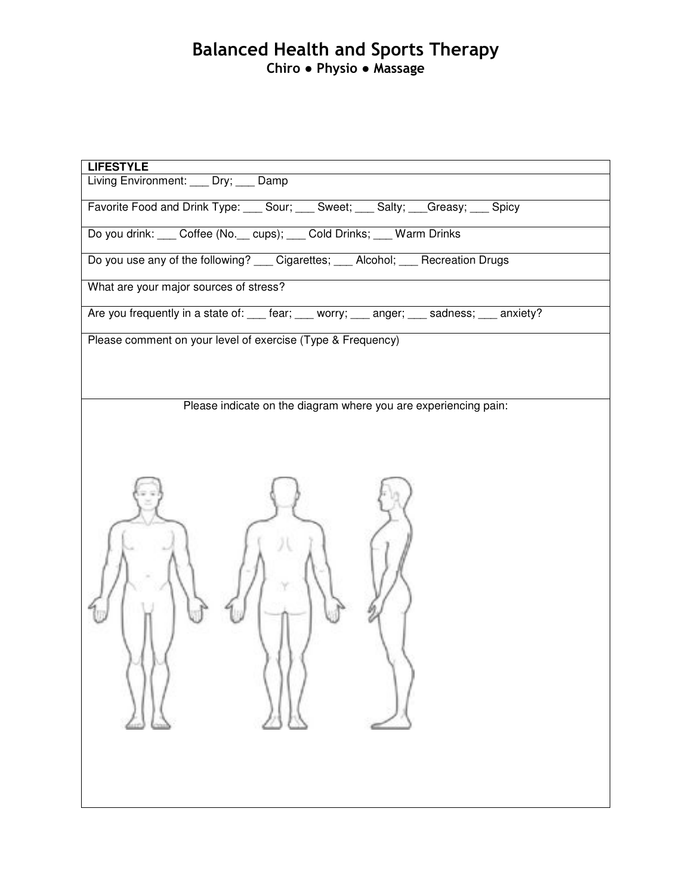# Balanced Health and Sports Therapy

**Chiro ● Physio ● Massage**

| **LIFESTYLE** |
|---|
| Living Environment: ___ Dry; ___ Damp |
| Favorite Food and Drink Type: ___ Sour; ___ Sweet; ___ Salty; ___Greasy; ___ Spicy |
| Do you drink: ___ Coffee (No.__ cups); ___ Cold Drinks; ___ Warm Drinks |
| Do you use any of the following? ___ Cigarettes; ___ Alcohol; ___ Recreation Drugs |
| What are your major sources of stress? |
| Are you frequently in a state of: ___ fear; ___ worry; ___ anger; ___ sadness; ___ anxiety? |
| Please comment on your level of exercise (Type & Frequency) |
| Please indicate on the diagram where you are experiencing pain: |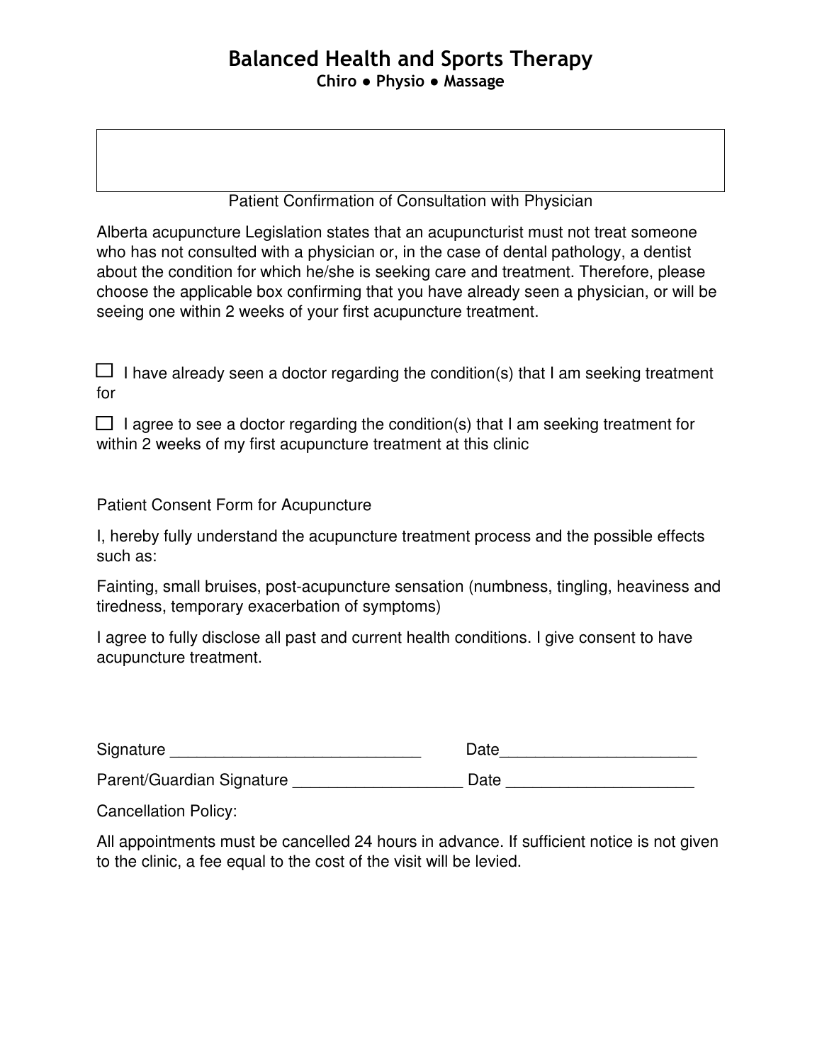# Balanced Health and Sports Therapy

**Chiro ● Physio ● Massage**

Patient Confirmation of Consultation with Physician

Alberta acupuncture Legislation states that an acupuncturist must not treat someone who has not consulted with a physician or, in the case of dental pathology, a dentist about the condition for which he/she is seeking care and treatment. Therefore, please choose the applicable box confirming that you have already seen a physician, or will be seeing one within 2 weeks of your first acupuncture treatment.

☐ I have already seen a doctor regarding the condition(s) that I am seeking treatment for

☐ I agree to see a doctor regarding the condition(s) that I am seeking treatment for within 2 weeks of my first acupuncture treatment at this clinic

Patient Consent Form for Acupuncture

I, hereby fully understand the acupuncture treatment process and the possible effects such as:

Fainting, small bruises, post-acupuncture sensation (numbness, tingling, heaviness and tiredness, temporary exacerbation of symptoms)

I agree to fully disclose all past and current health conditions. I give consent to have acupuncture treatment.

Signature ____________________________ Date______________________

Parent/Guardian Signature ___________________ Date _____________________

Cancellation Policy:

All appointments must be cancelled 24 hours in advance. If sufficient notice is not given to the clinic, a fee equal to the cost of the visit will be levied.